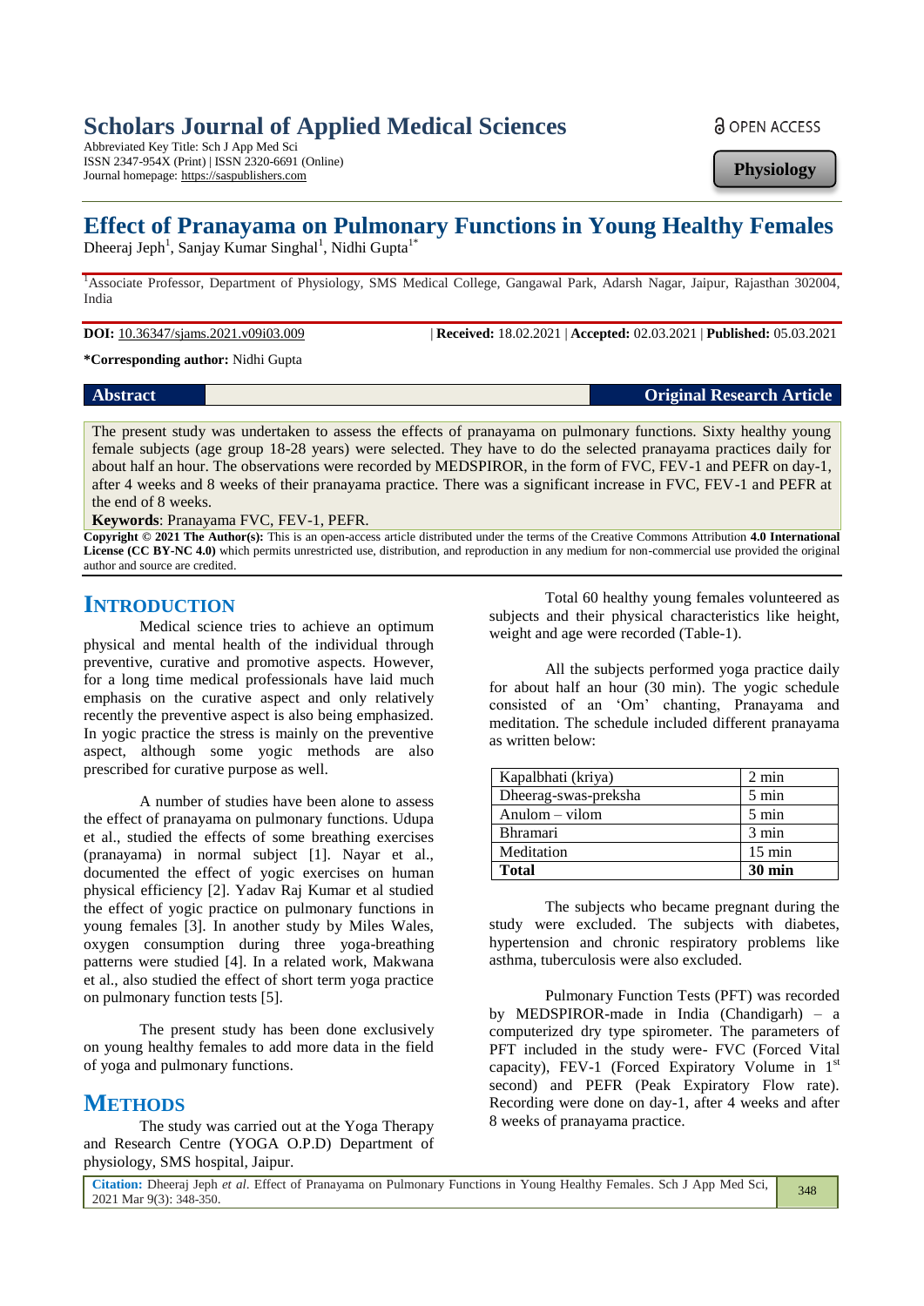# Effect of Pranayama on Pulmonary Functions in Young Healthy Females

Dheeraj Jeph[1], Sanjay Kumar Singhal[1], Nidhi Gupta[1*]

[1]Associate Professor, Department of Physiology, SMS Medical College, Gangawal Park, Adarsh Nagar, Jaipur, Rajasthan 302004, India

**DOI:** 10.36347/sjams.2021.v09i03.009 | **Received:** 18.02.2021 | **Accepted:** 02.03.2021 | **Published:** 05.03.2021

***Corresponding author:** Nidhi Gupta

**Abstract** **Original Research Article**

The present study was undertaken to assess the effects of pranayama on pulmonary functions. Sixty healthy young female subjects (age group 18-28 years) were selected. They have to do the selected pranayama practices daily for about half an hour. The observations were recorded by MEDSPIROR, in the form of FVC, FEV-1 and PEFR on day-1, after 4 weeks and 8 weeks of their pranayama practice. There was a significant increase in FVC, FEV-1 and PEFR at the end of 8 weeks.

**Keywords**: Pranayama FVC, FEV-1, PEFR.

**Copyright © 2021 The Author(s):** This is an open-access article distributed under the terms of the Creative Commons Attribution **4.0 International License (CC BY-NC 4.0)** which permits unrestricted use, distribution, and reproduction in any medium for non-commercial use provided the original author and source are credited.

## INTRODUCTION

Medical science tries to achieve an optimum physical and mental health of the individual through preventive, curative and promotive aspects. However, for a long time medical professionals have laid much emphasis on the curative aspect and only relatively recently the preventive aspect is also being emphasized. In yogic practice the stress is mainly on the preventive aspect, although some yogic methods are also prescribed for curative purpose as well.

A number of studies have been alone to assess the effect of pranayama on pulmonary functions. Udupa et al., studied the effects of some breathing exercises (pranayama) in normal subject [1]. Nayar et al., documented the effect of yogic exercises on human physical efficiency [2]. Yadav Raj Kumar et al studied the effect of yogic practice on pulmonary functions in young females [3]. In another study by Miles Wales, oxygen consumption during three yoga-breathing patterns were studied [4]. In a related work, Makwana et al., also studied the effect of short term yoga practice on pulmonary function tests [5].

The present study has been done exclusively on young healthy females to add more data in the field of yoga and pulmonary functions.

## METHODS

The study was carried out at the Yoga Therapy and Research Centre (YOGA O.P.D) Department of physiology, SMS hospital, Jaipur.

Total 60 healthy young females volunteered as subjects and their physical characteristics like height, weight and age were recorded (Table-1).

All the subjects performed yoga practice daily for about half an hour (30 min). The yogic schedule consisted of an 'Om' chanting, Pranayama and meditation. The schedule included different pranayama as written below:

| | |
|---|---|
| Kapalbhati (kriya) | 2 min |
| Dheerag-swas-preksha | 5 min |
| Anulom – vilom | 5 min |
| Bhramari | 3 min |
| Meditation | 15 min |
| **Total** | **30 min** |

The subjects who became pregnant during the study were excluded. The subjects with diabetes, hypertension and chronic respiratory problems like asthma, tuberculosis were also excluded.

Pulmonary Function Tests (PFT) was recorded by MEDSPIROR-made in India (Chandigarh) – a computerized dry type spirometer. The parameters of PFT included in the study were- FVC (Forced Vital capacity), FEV-1 (Forced Expiratory Volume in 1[st] second) and PEFR (Peak Expiratory Flow rate). Recording were done on day-1, after 4 weeks and after 8 weeks of pranayama practice.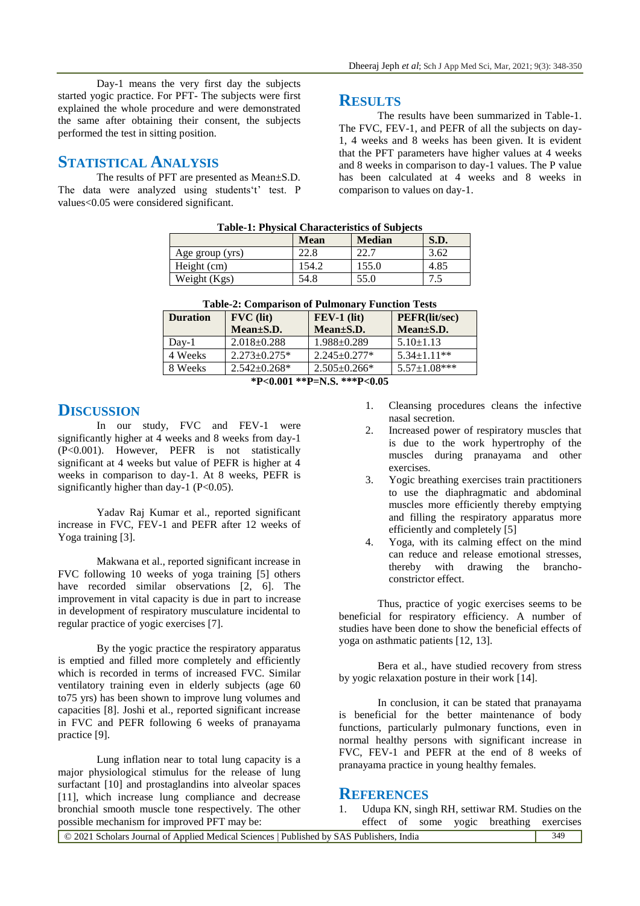Day-1 means the very first day the subjects started yogic practice. For PFT- The subjects were first explained the whole procedure and were demonstrated the same after obtaining their consent, the subjects performed the test in sitting position.

## STATISTICAL ANALYSIS

The results of PFT are presented as Mean±S.D. The data were analyzed using students't' test. P values<0.05 were considered significant.

## RESULTS

The results have been summarized in Table-1. The FVC, FEV-1, and PEFR of all the subjects on day-1, 4 weeks and 8 weeks has been given. It is evident that the PFT parameters have higher values at 4 weeks and 8 weeks in comparison to day-1 values. The P value has been calculated at 4 weeks and 8 weeks in comparison to values on day-1.

**Table-1: Physical Characteristics of Subjects**

| | Mean | Median | S.D. |
|---|---|---|---|
| Age group (yrs) | 22.8 | 22.7 | 3.62 |
| Height (cm) | 154.2 | 155.0 | 4.85 |
| Weight (Kgs) | 54.8 | 55.0 | 7.5 |

**Table-2: Comparison of Pulmonary Function Tests**

| Duration | FVC (lit) Mean±S.D. | FEV-1 (lit) Mean±S.D. | PEFR(lit/sec) Mean±S.D. |
|---|---|---|---|
| Day-1 | 2.018±0.288 | 1.988±0.289 | 5.10±1.13 |
| 4 Weeks | 2.273±0.275* | 2.245±0.277* | 5.34±1.11** |
| 8 Weeks | 2.542±0.268* | 2.505±0.266* | 5.57±1.08*** |

***P<0.001 **P=N.S. ***P<0.05**

## DISCUSSION

In our study, FVC and FEV-1 were significantly higher at 4 weeks and 8 weeks from day-1 (P<0.001). However, PEFR is not statistically significant at 4 weeks but value of PEFR is higher at 4 weeks in comparison to day-1. At 8 weeks, PEFR is significantly higher than day-1 (P<0.05).

Yadav Raj Kumar et al., reported significant increase in FVC, FEV-1 and PEFR after 12 weeks of Yoga training [3].

Makwana et al., reported significant increase in FVC following 10 weeks of yoga training [5] others have recorded similar observations [2, 6]. The improvement in vital capacity is due in part to increase in development of respiratory musculature incidental to regular practice of yogic exercises [7].

By the yogic practice the respiratory apparatus is emptied and filled more completely and efficiently which is recorded in terms of increased FVC. Similar ventilatory training even in elderly subjects (age 60 to75 yrs) has been shown to improve lung volumes and capacities [8]. Joshi et al., reported significant increase in FVC and PEFR following 6 weeks of pranayama practice [9].

Lung inflation near to total lung capacity is a major physiological stimulus for the release of lung surfactant [10] and prostaglandins into alveolar spaces [11], which increase lung compliance and decrease bronchial smooth muscle tone respectively. The other possible mechanism for improved PFT may be:

1. Cleansing procedures cleans the infective nasal secretion.
2. Increased power of respiratory muscles that is due to the work hypertrophy of the muscles during pranayama and other exercises.
3. Yogic breathing exercises train practitioners to use the diaphragmatic and abdominal muscles more efficiently thereby emptying and filling the respiratory apparatus more efficiently and completely [5]
4. Yoga, with its calming effect on the mind can reduce and release emotional stresses, thereby with drawing the brancho-constrictor effect.

Thus, practice of yogic exercises seems to be beneficial for respiratory efficiency. A number of studies have been done to show the beneficial effects of yoga on asthmatic patients [12, 13].

Bera et al., have studied recovery from stress by yogic relaxation posture in their work [14].

In conclusion, it can be stated that pranayama is beneficial for the better maintenance of body functions, particularly pulmonary functions, even in normal healthy persons with significant increase in FVC, FEV-1 and PEFR at the end of 8 weeks of pranayama practice in young healthy females.

## REFERENCES

1. Udupa KN, singh RH, settiwar RM. Studies on the effect of some yogic breathing exercises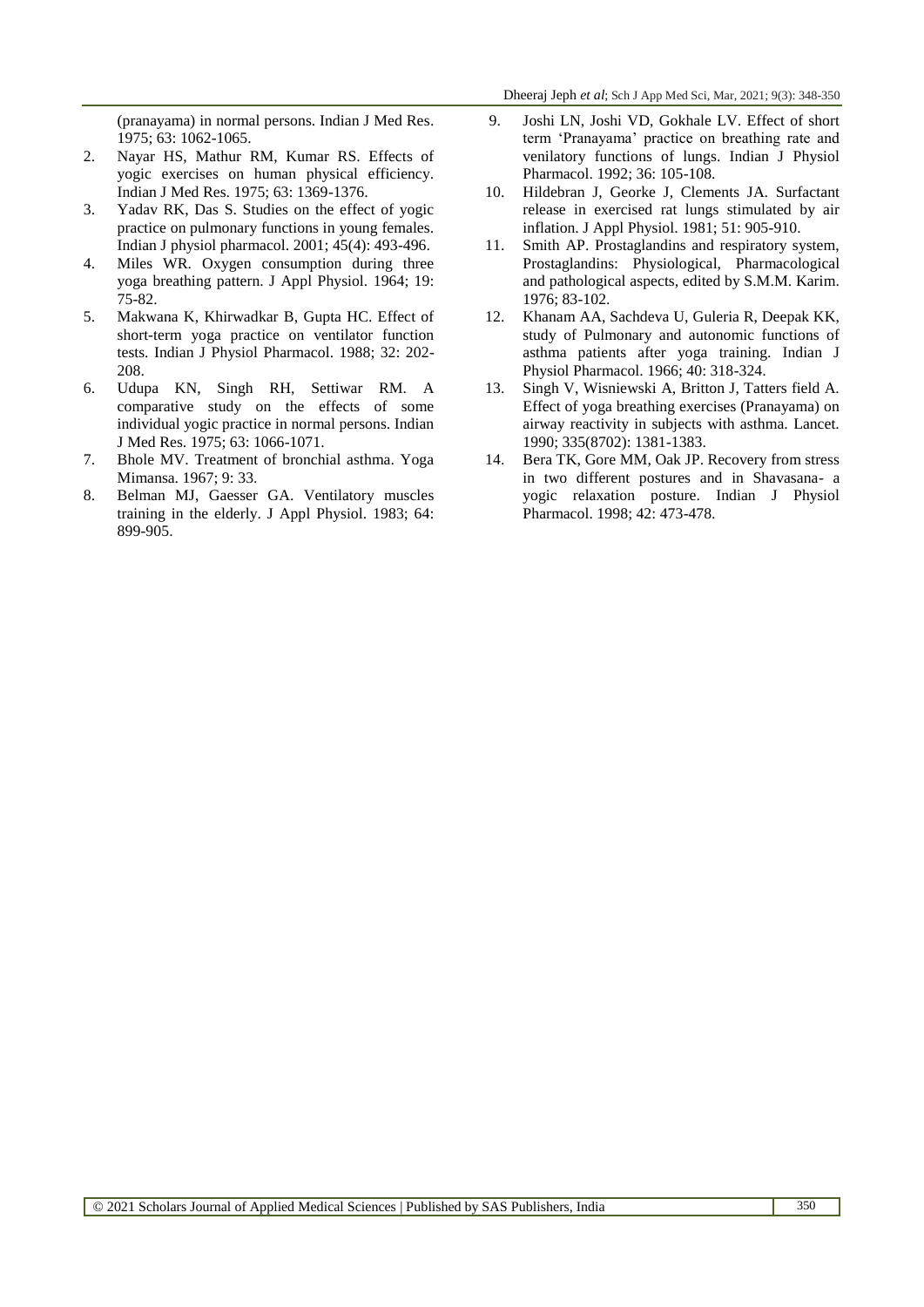(pranayama) in normal persons. Indian J Med Res. 1975; 63: 1062-1065.

2. Nayar HS, Mathur RM, Kumar RS. Effects of yogic exercises on human physical efficiency. Indian J Med Res. 1975; 63: 1369-1376.
3. Yadav RK, Das S. Studies on the effect of yogic practice on pulmonary functions in young females. Indian J physiol pharmacol. 2001; 45(4): 493-496.
4. Miles WR. Oxygen consumption during three yoga breathing pattern. J Appl Physiol. 1964; 19: 75-82.
5. Makwana K, Khirwadkar B, Gupta HC. Effect of short-term yoga practice on ventilator function tests. Indian J Physiol Pharmacol. 1988; 32: 202-208.
6. Udupa KN, Singh RH, Settiwar RM. A comparative study on the effects of some individual yogic practice in normal persons. Indian J Med Res. 1975; 63: 1066-1071.
7. Bhole MV. Treatment of bronchial asthma. Yoga Mimansa. 1967; 9: 33.
8. Belman MJ, Gaesser GA. Ventilatory muscles training in the elderly. J Appl Physiol. 1983; 64: 899-905.
9. Joshi LN, Joshi VD, Gokhale LV. Effect of short term 'Pranayama' practice on breathing rate and venilatory functions of lungs. Indian J Physiol Pharmacol. 1992; 36: 105-108.
10. Hildebran J, Georke J, Clements JA. Surfactant release in exercised rat lungs stimulated by air inflation. J Appl Physiol. 1981; 51: 905-910.
11. Smith AP. Prostaglandins and respiratory system, Prostaglandins: Physiological, Pharmacological and pathological aspects, edited by S.M.M. Karim. 1976; 83-102.
12. Khanam AA, Sachdeva U, Guleria R, Deepak KK, study of Pulmonary and autonomic functions of asthma patients after yoga training. Indian J Physiol Pharmacol. 1966; 40: 318-324.
13. Singh V, Wisniewski A, Britton J, Tatters field A. Effect of yoga breathing exercises (Pranayama) on airway reactivity in subjects with asthma. Lancet. 1990; 335(8702): 1381-1383.
14. Bera TK, Gore MM, Oak JP. Recovery from stress in two different postures and in Shavasana- a yogic relaxation posture. Indian J Physiol Pharmacol. 1998; 42: 473-478.